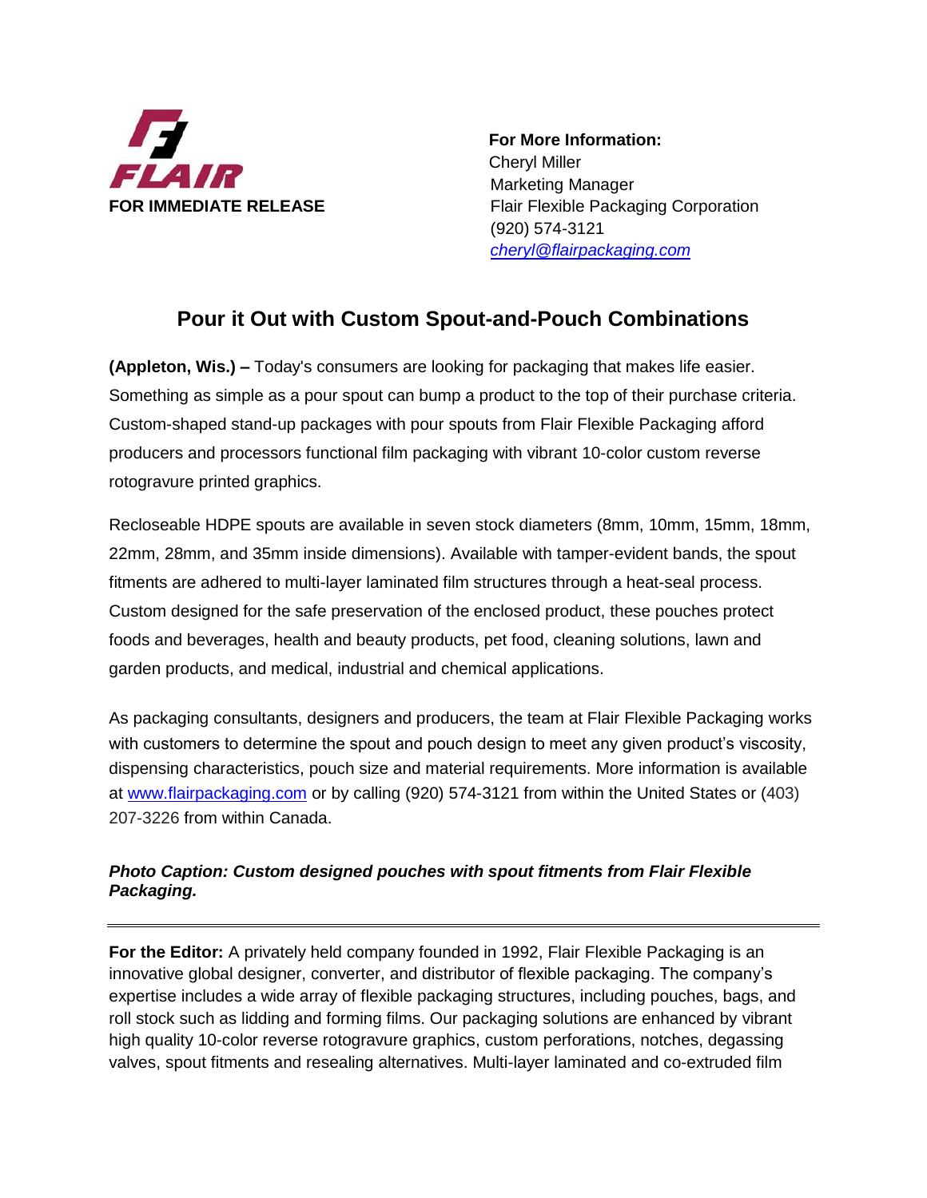**FLAIR**

**FOR IMMEDIATE RELEASE**

**For More Information:**
Cheryl Miller
Marketing Manager
Flair Flexible Packaging Corporation
(920) 574-3121
*cheryl@flairpackaging.com*

## Pour it Out with Custom Spout-and-Pouch Combinations

**(Appleton, Wis.) –** Today's consumers are looking for packaging that makes life easier. Something as simple as a pour spout can bump a product to the top of their purchase criteria. Custom-shaped stand-up packages with pour spouts from Flair Flexible Packaging afford producers and processors functional film packaging with vibrant 10-color custom reverse rotogravure printed graphics.

Recloseable HDPE spouts are available in seven stock diameters (8mm, 10mm, 15mm, 18mm, 22mm, 28mm, and 35mm inside dimensions). Available with tamper-evident bands, the spout fitments are adhered to multi-layer laminated film structures through a heat-seal process. Custom designed for the safe preservation of the enclosed product, these pouches protect foods and beverages, health and beauty products, pet food, cleaning solutions, lawn and garden products, and medical, industrial and chemical applications.

As packaging consultants, designers and producers, the team at Flair Flexible Packaging works with customers to determine the spout and pouch design to meet any given product's viscosity, dispensing characteristics, pouch size and material requirements. More information is available at www.flairpackaging.com or by calling (920) 574-3121 from within the United States or (403) 207-3226 from within Canada.

***Photo Caption: Custom designed pouches with spout fitments from Flair Flexible Packaging.***

---

**For the Editor:** A privately held company founded in 1992, Flair Flexible Packaging is an innovative global designer, converter, and distributor of flexible packaging. The company's expertise includes a wide array of flexible packaging structures, including pouches, bags, and roll stock such as lidding and forming films. Our packaging solutions are enhanced by vibrant high quality 10-color reverse rotogravure graphics, custom perforations, notches, degassing valves, spout fitments and resealing alternatives. Multi-layer laminated and co-extruded film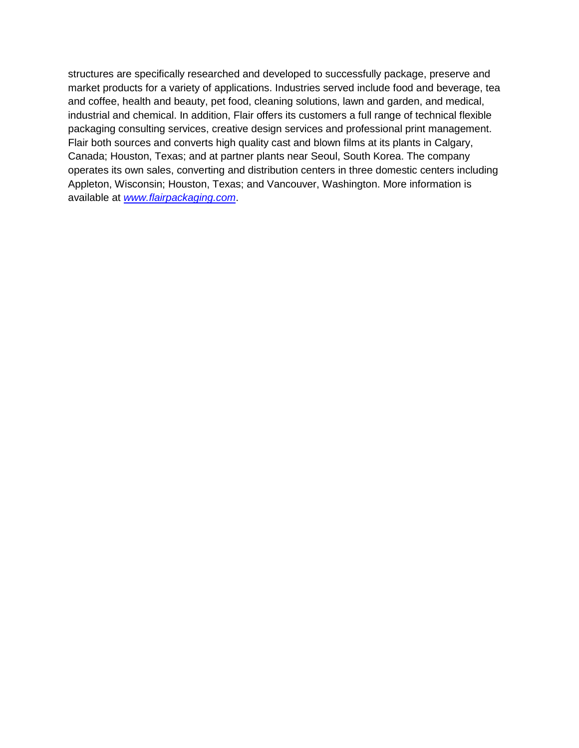structures are specifically researched and developed to successfully package, preserve and market products for a variety of applications. Industries served include food and beverage, tea and coffee, health and beauty, pet food, cleaning solutions, lawn and garden, and medical, industrial and chemical. In addition, Flair offers its customers a full range of technical flexible packaging consulting services, creative design services and professional print management. Flair both sources and converts high quality cast and blown films at its plants in Calgary, Canada; Houston, Texas; and at partner plants near Seoul, South Korea. The company operates its own sales, converting and distribution centers in three domestic centers including Appleton, Wisconsin; Houston, Texas; and Vancouver, Washington. More information is available at [*www.flairpackaging.com*](http://www.flairpackaging.com).